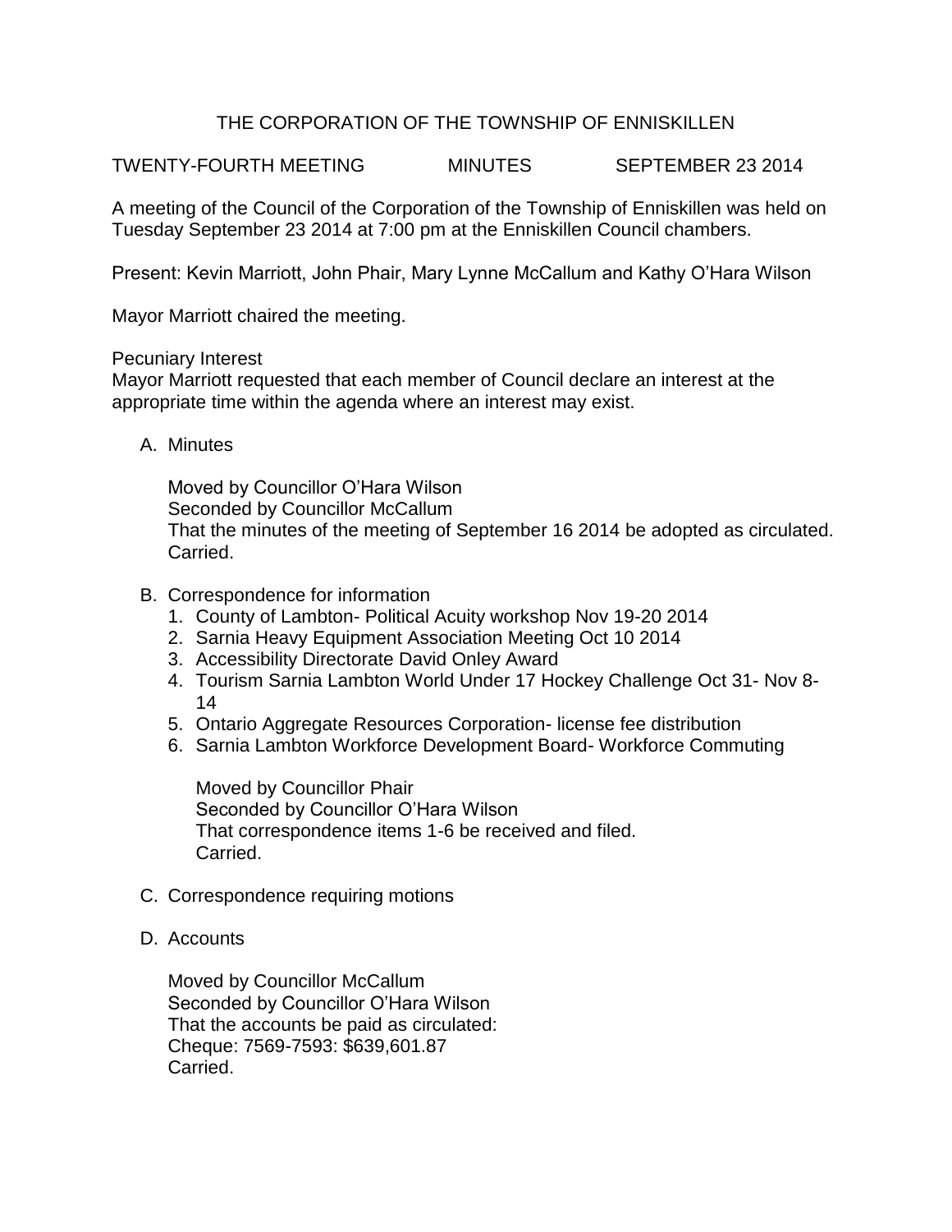# THE CORPORATION OF THE TOWNSHIP OF ENNISKILLEN

TWENTY-FOURTH MEETING MINUTES SEPTEMBER 23 2014

A meeting of the Council of the Corporation of the Township of Enniskillen was held on Tuesday September 23 2014 at 7:00 pm at the Enniskillen Council chambers.

Present: Kevin Marriott, John Phair, Mary Lynne McCallum and Kathy O'Hara Wilson

Mayor Marriott chaired the meeting.

Pecuniary Interest
Mayor Marriott requested that each member of Council declare an interest at the appropriate time within the agenda where an interest may exist.

A. Minutes

   Moved by Councillor O'Hara Wilson
   Seconded by Councillor McCallum
   That the minutes of the meeting of September 16 2014 be adopted as circulated.
   Carried.

B. Correspondence for information
   1. County of Lambton- Political Acuity workshop Nov 19-20 2014
   2. Sarnia Heavy Equipment Association Meeting Oct 10 2014
   3. Accessibility Directorate David Onley Award
   4. Tourism Sarnia Lambton World Under 17 Hockey Challenge Oct 31- Nov 8-14
   5. Ontario Aggregate Resources Corporation- license fee distribution
   6. Sarnia Lambton Workforce Development Board- Workforce Commuting

   Moved by Councillor Phair
   Seconded by Councillor O'Hara Wilson
   That correspondence items 1-6 be received and filed.
   Carried.

C. Correspondence requiring motions

D. Accounts

   Moved by Councillor McCallum
   Seconded by Councillor O'Hara Wilson
   That the accounts be paid as circulated:
   Cheque: 7569-7593: $639,601.87
   Carried.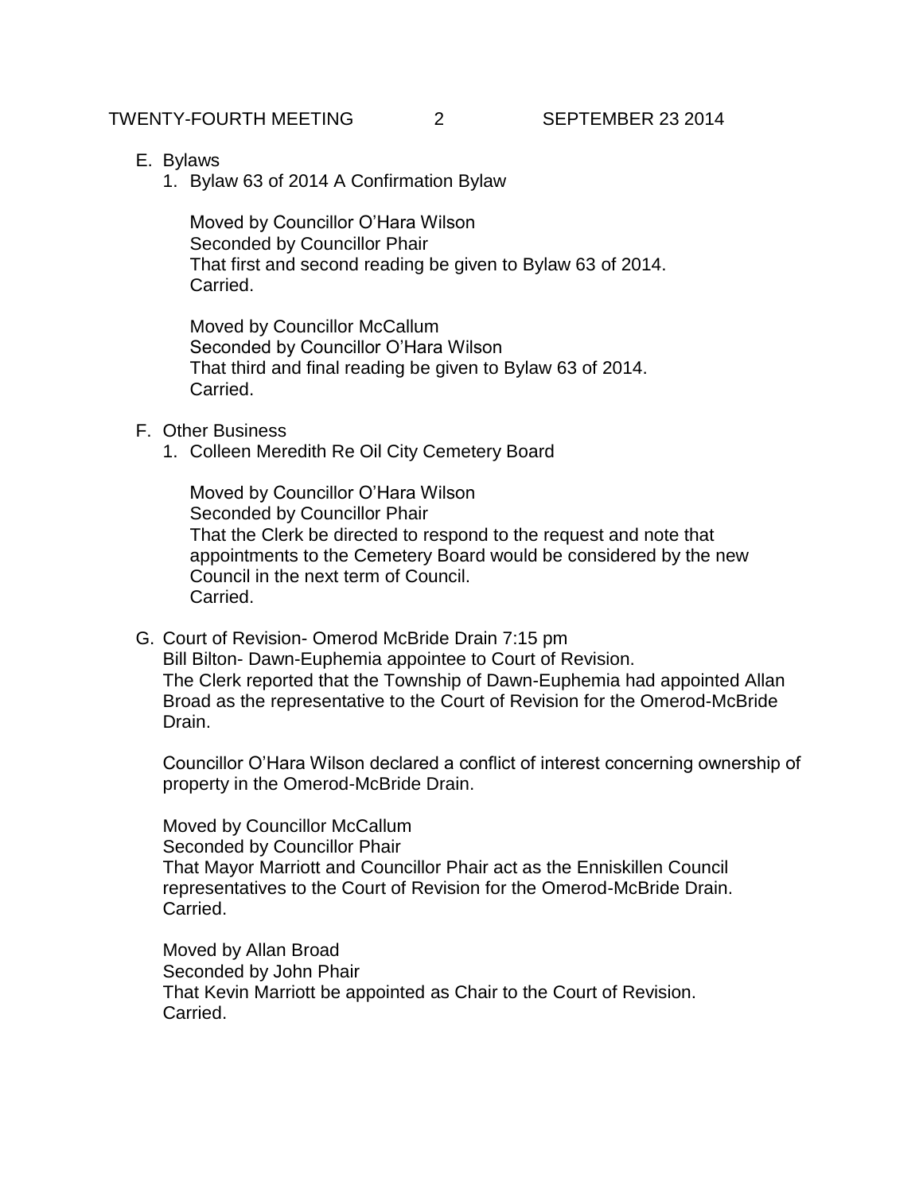E. Bylaws
   1. Bylaw 63 of 2014 A Confirmation Bylaw

      Moved by Councillor O'Hara Wilson
      Seconded by Councillor Phair
      That first and second reading be given to Bylaw 63 of 2014.
      Carried.

      Moved by Councillor McCallum
      Seconded by Councillor O'Hara Wilson
      That third and final reading be given to Bylaw 63 of 2014.
      Carried.

F. Other Business
   1. Colleen Meredith Re Oil City Cemetery Board

      Moved by Councillor O'Hara Wilson
      Seconded by Councillor Phair
      That the Clerk be directed to respond to the request and note that appointments to the Cemetery Board would be considered by the new Council in the next term of Council.
      Carried.

G. Court of Revision- Omerod McBride Drain 7:15 pm
   Bill Bilton- Dawn-Euphemia appointee to Court of Revision.
   The Clerk reported that the Township of Dawn-Euphemia had appointed Allan Broad as the representative to the Court of Revision for the Omerod-McBride Drain.

   Councillor O'Hara Wilson declared a conflict of interest concerning ownership of property in the Omerod-McBride Drain.

   Moved by Councillor McCallum
   Seconded by Councillor Phair
   That Mayor Marriott and Councillor Phair act as the Enniskillen Council representatives to the Court of Revision for the Omerod-McBride Drain.
   Carried.

   Moved by Allan Broad
   Seconded by John Phair
   That Kevin Marriott be appointed as Chair to the Court of Revision.
   Carried.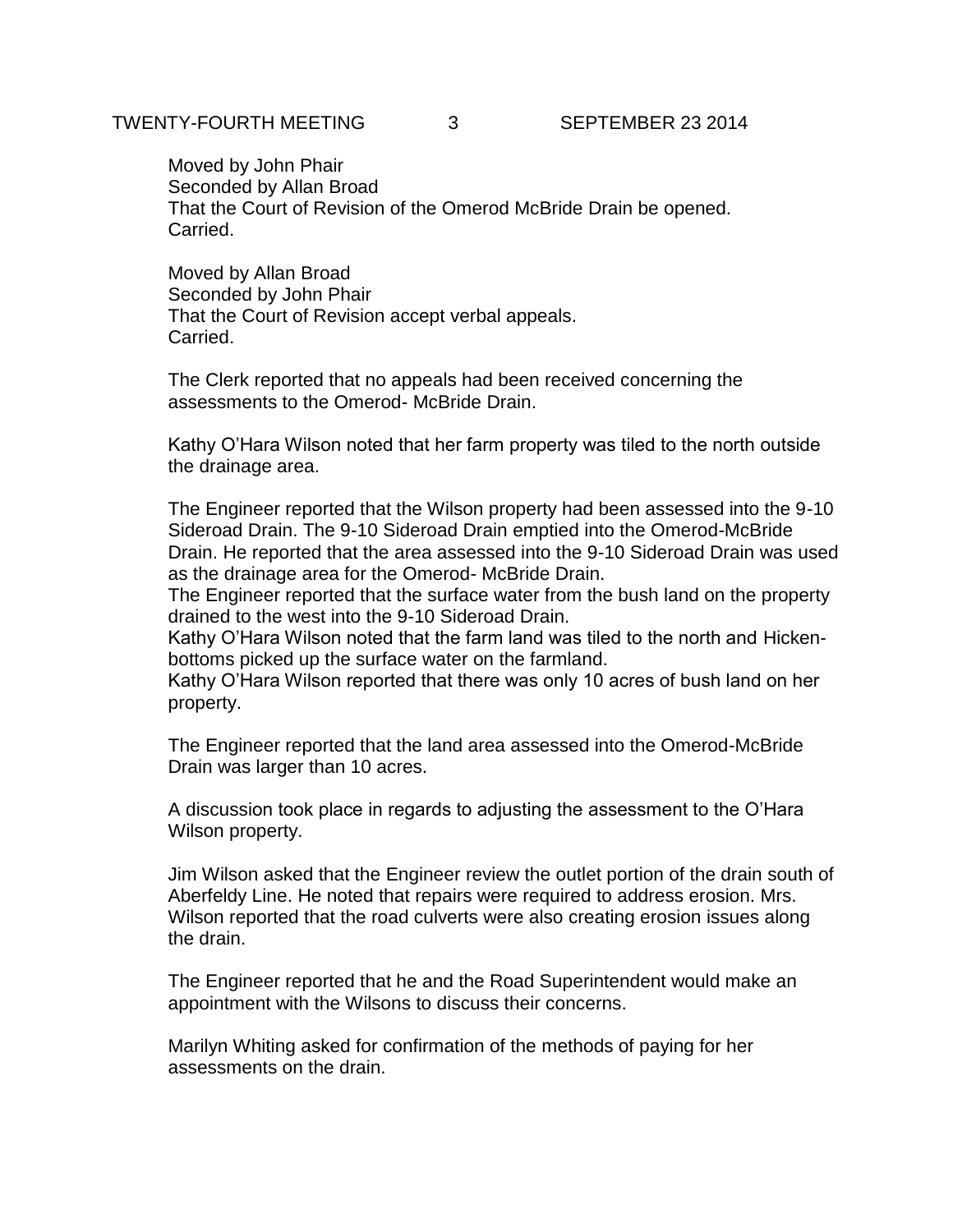Moved by John Phair
Seconded by Allan Broad
That the Court of Revision of the Omerod McBride Drain be opened.
Carried.

Moved by Allan Broad
Seconded by John Phair
That the Court of Revision accept verbal appeals.
Carried.

The Clerk reported that no appeals had been received concerning the assessments to the Omerod- McBride Drain.

Kathy O'Hara Wilson noted that her farm property was tiled to the north outside the drainage area.

The Engineer reported that the Wilson property had been assessed into the 9-10 Sideroad Drain. The 9-10 Sideroad Drain emptied into the Omerod-McBride Drain. He reported that the area assessed into the 9-10 Sideroad Drain was used as the drainage area for the Omerod- McBride Drain.
The Engineer reported that the surface water from the bush land on the property drained to the west into the 9-10 Sideroad Drain.
Kathy O'Hara Wilson noted that the farm land was tiled to the north and Hicken-bottoms picked up the surface water on the farmland.
Kathy O'Hara Wilson reported that there was only 10 acres of bush land on her property.

The Engineer reported that the land area assessed into the Omerod-McBride Drain was larger than 10 acres.

A discussion took place in regards to adjusting the assessment to the O'Hara Wilson property.

Jim Wilson asked that the Engineer review the outlet portion of the drain south of Aberfeldy Line. He noted that repairs were required to address erosion. Mrs. Wilson reported that the road culverts were also creating erosion issues along the drain.

The Engineer reported that he and the Road Superintendent would make an appointment with the Wilsons to discuss their concerns.

Marilyn Whiting asked for confirmation of the methods of paying for her assessments on the drain.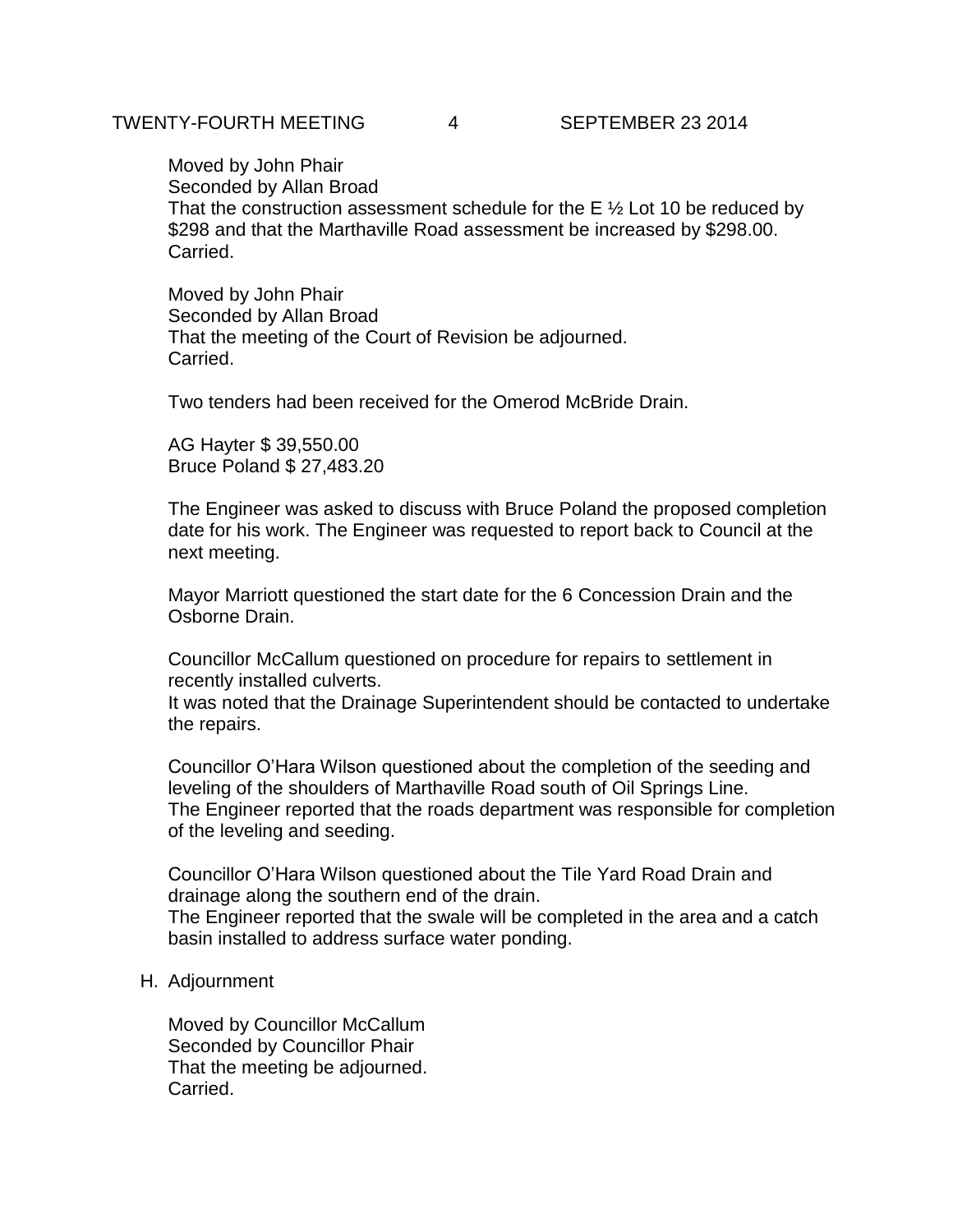Moved by John Phair
Seconded by Allan Broad
That the construction assessment schedule for the E ½ Lot 10 be reduced by $298 and that the Marthaville Road assessment be increased by $298.00.
Carried.

Moved by John Phair
Seconded by Allan Broad
That the meeting of the Court of Revision be adjourned.
Carried.

Two tenders had been received for the Omerod McBride Drain.

AG Hayter $ 39,550.00
Bruce Poland $ 27,483.20

The Engineer was asked to discuss with Bruce Poland the proposed completion date for his work. The Engineer was requested to report back to Council at the next meeting.

Mayor Marriott questioned the start date for the 6 Concession Drain and the Osborne Drain.

Councillor McCallum questioned on procedure for repairs to settlement in recently installed culverts.
It was noted that the Drainage Superintendent should be contacted to undertake the repairs.

Councillor O'Hara Wilson questioned about the completion of the seeding and leveling of the shoulders of Marthaville Road south of Oil Springs Line.
The Engineer reported that the roads department was responsible for completion of the leveling and seeding.

Councillor O'Hara Wilson questioned about the Tile Yard Road Drain and drainage along the southern end of the drain.
The Engineer reported that the swale will be completed in the area and a catch basin installed to address surface water ponding.

H. Adjournment

Moved by Councillor McCallum
Seconded by Councillor Phair
That the meeting be adjourned.
Carried.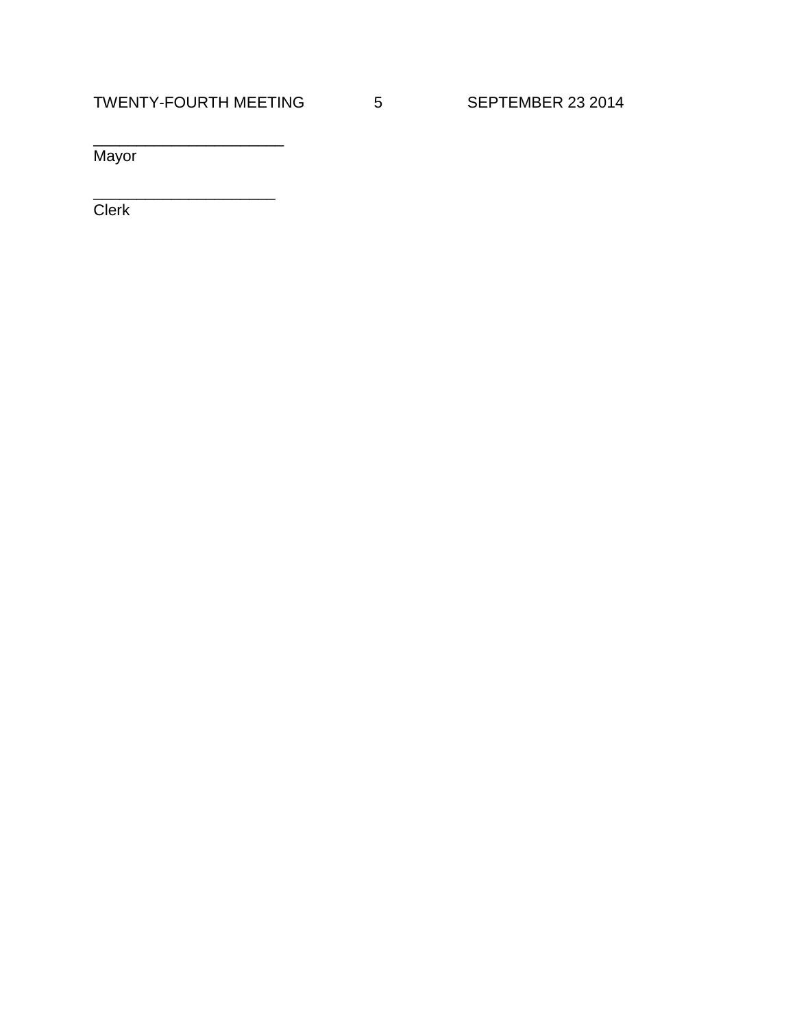______________________
Mayor

_____________________
Clerk